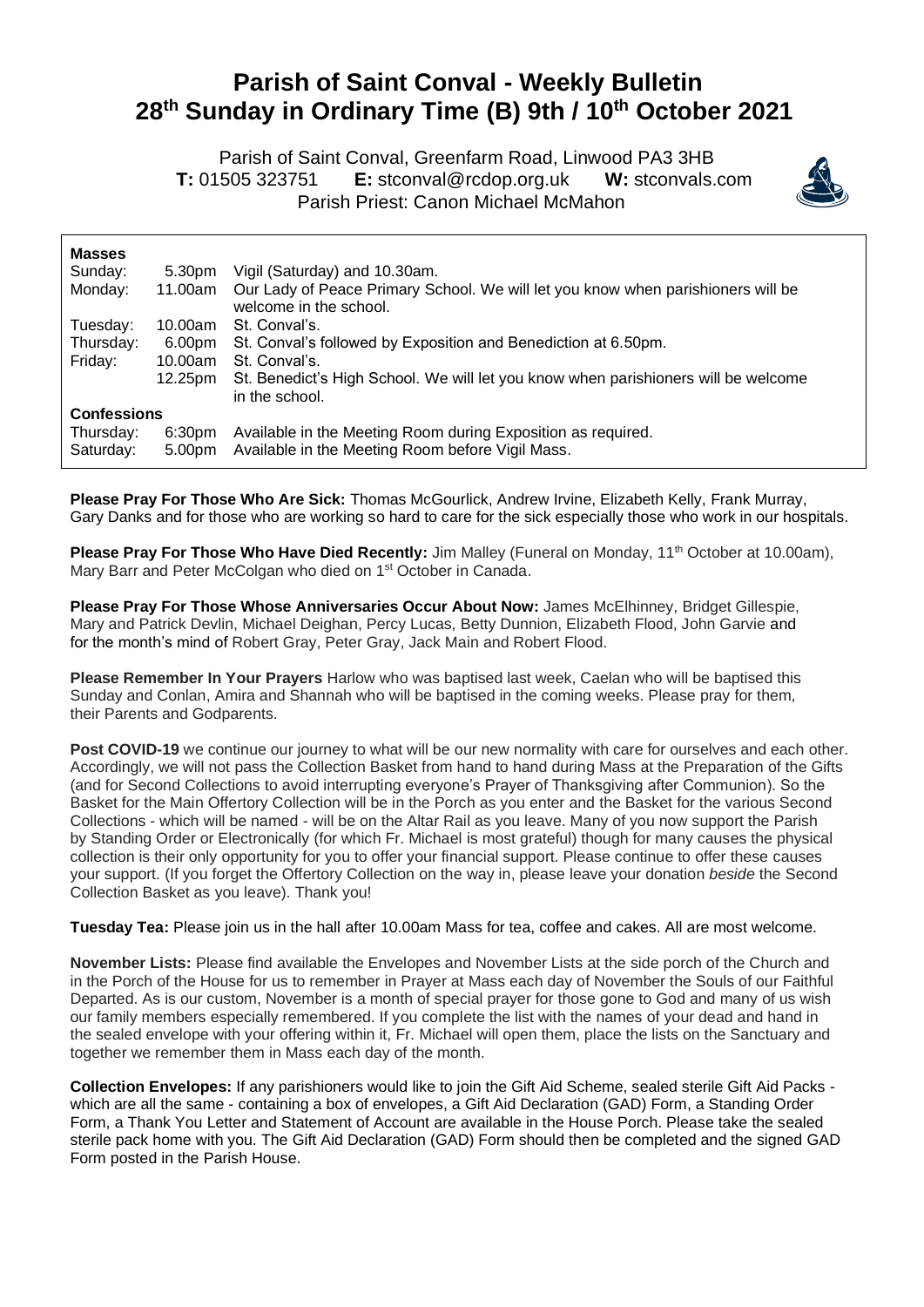# Parish of Saint Conval - Weekly Bulletin
# 28th Sunday in Ordinary Time (B) 9th / 10th October 2021

Parish of Saint Conval, Greenfarm Road, Linwood PA3 3HB
**T:** 01505 323751 **E:** stconval@rcdop.org.uk **W:** stconvals.com
Parish Priest: Canon Michael McMahon

| **Masses** | | |
|---|---|---|
| Sunday: | 5.30pm | Vigil (Saturday) and 10.30am. |
| Monday: | 11.00am | Our Lady of Peace Primary School. We will let you know when parishioners will be welcome in the school. |
| Tuesday: | 10.00am | St. Conval's. |
| Thursday: | 6.00pm | St. Conval's followed by Exposition and Benediction at 6.50pm. |
| Friday: | 10.00am | St. Conval's. |
| | 12.25pm | St. Benedict's High School. We will let you know when parishioners will be welcome in the school. |
| **Confessions** | | |
| Thursday: | 6:30pm | Available in the Meeting Room during Exposition as required. |
| Saturday: | 5.00pm | Available in the Meeting Room before Vigil Mass. |

**Please Pray For Those Who Are Sick:** Thomas McGourlick, Andrew Irvine, Elizabeth Kelly, Frank Murray, Gary Danks and for those who are working so hard to care for the sick especially those who work in our hospitals.

**Please Pray For Those Who Have Died Recently:** Jim Malley (Funeral on Monday, 11th October at 10.00am), Mary Barr and Peter McColgan who died on 1st October in Canada.

**Please Pray For Those Whose Anniversaries Occur About Now:** James McElhinney, Bridget Gillespie, Mary and Patrick Devlin, Michael Deighan, Percy Lucas, Betty Dunnion, Elizabeth Flood, John Garvie and for the month's mind of Robert Gray, Peter Gray, Jack Main and Robert Flood.

**Please Remember In Your Prayers** Harlow who was baptised last week, Caelan who will be baptised this Sunday and Conlan, Amira and Shannah who will be baptised in the coming weeks. Please pray for them, their Parents and Godparents.

**Post COVID-19** we continue our journey to what will be our new normality with care for ourselves and each other. Accordingly, we will not pass the Collection Basket from hand to hand during Mass at the Preparation of the Gifts (and for Second Collections to avoid interrupting everyone's Prayer of Thanksgiving after Communion). So the Basket for the Main Offertory Collection will be in the Porch as you enter and the Basket for the various Second Collections - which will be named - will be on the Altar Rail as you leave. Many of you now support the Parish by Standing Order or Electronically (for which Fr. Michael is most grateful) though for many causes the physical collection is their only opportunity for you to offer your financial support. Please continue to offer these causes your support. (If you forget the Offertory Collection on the way in, please leave your donation *beside* the Second Collection Basket as you leave). Thank you!

**Tuesday Tea:** Please join us in the hall after 10.00am Mass for tea, coffee and cakes. All are most welcome.

**November Lists:** Please find available the Envelopes and November Lists at the side porch of the Church and in the Porch of the House for us to remember in Prayer at Mass each day of November the Souls of our Faithful Departed. As is our custom, November is a month of special prayer for those gone to God and many of us wish our family members especially remembered. If you complete the list with the names of your dead and hand in the sealed envelope with your offering within it, Fr. Michael will open them, place the lists on the Sanctuary and together we remember them in Mass each day of the month.

**Collection Envelopes:** If any parishioners would like to join the Gift Aid Scheme, sealed sterile Gift Aid Packs - which are all the same - containing a box of envelopes, a Gift Aid Declaration (GAD) Form, a Standing Order Form, a Thank You Letter and Statement of Account are available in the House Porch. Please take the sealed sterile pack home with you. The Gift Aid Declaration (GAD) Form should then be completed and the signed GAD Form posted in the Parish House.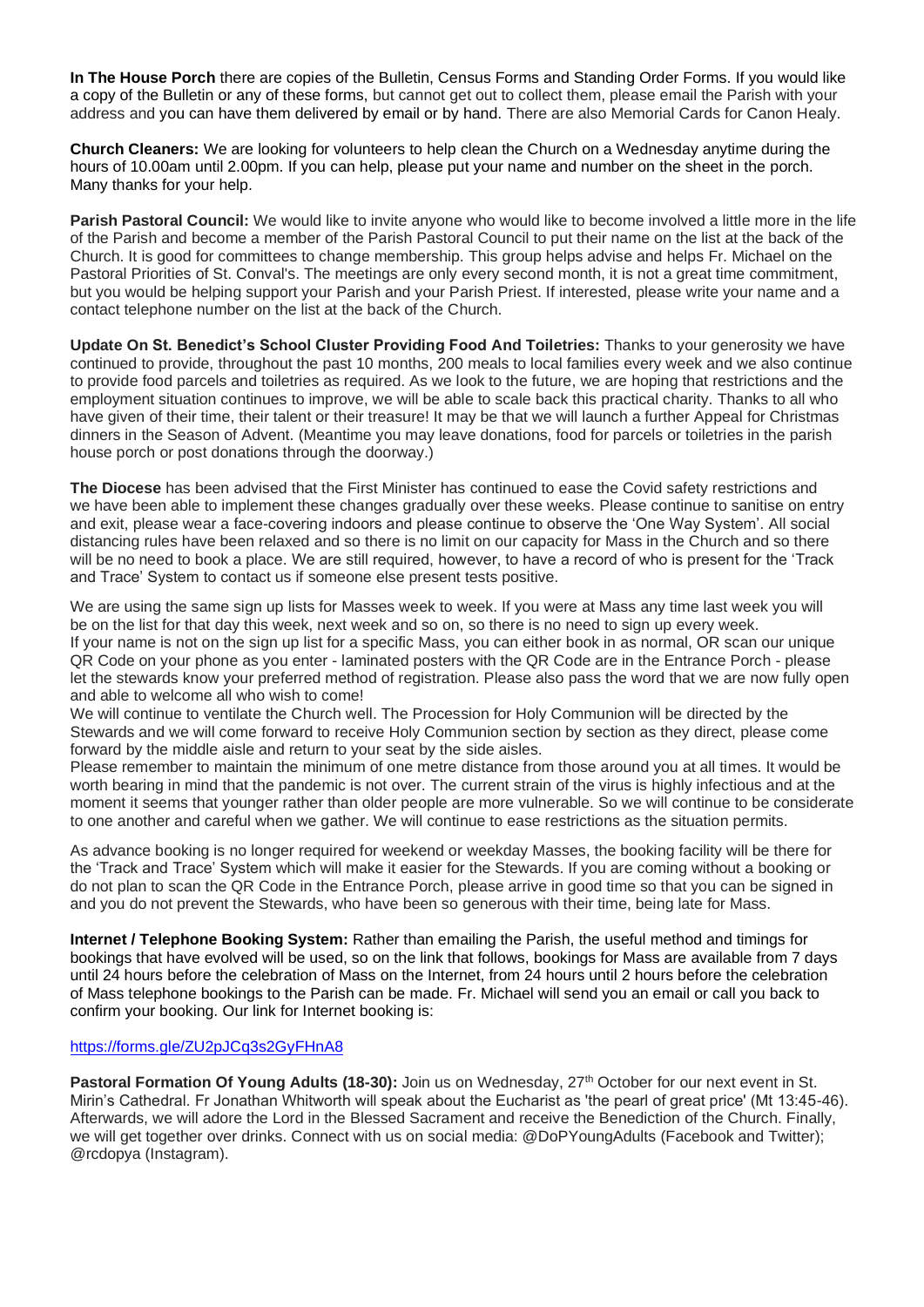**In The House Porch** there are copies of the Bulletin, Census Forms and Standing Order Forms. If you would like a copy of the Bulletin or any of these forms, but cannot get out to collect them, please email the Parish with your address and you can have them delivered by email or by hand. There are also Memorial Cards for Canon Healy.

**Church Cleaners:** We are looking for volunteers to help clean the Church on a Wednesday anytime during the hours of 10.00am until 2.00pm. If you can help, please put your name and number on the sheet in the porch. Many thanks for your help.

**Parish Pastoral Council:** We would like to invite anyone who would like to become involved a little more in the life of the Parish and become a member of the Parish Pastoral Council to put their name on the list at the back of the Church. It is good for committees to change membership. This group helps advise and helps Fr. Michael on the Pastoral Priorities of St. Conval's. The meetings are only every second month, it is not a great time commitment, but you would be helping support your Parish and your Parish Priest. If interested, please write your name and a contact telephone number on the list at the back of the Church.

**Update On St. Benedict's School Cluster Providing Food And Toiletries:** Thanks to your generosity we have continued to provide, throughout the past 10 months, 200 meals to local families every week and we also continue to provide food parcels and toiletries as required. As we look to the future, we are hoping that restrictions and the employment situation continues to improve, we will be able to scale back this practical charity. Thanks to all who have given of their time, their talent or their treasure! It may be that we will launch a further Appeal for Christmas dinners in the Season of Advent. (Meantime you may leave donations, food for parcels or toiletries in the parish house porch or post donations through the doorway.)

**The Diocese** has been advised that the First Minister has continued to ease the Covid safety restrictions and we have been able to implement these changes gradually over these weeks. Please continue to sanitise on entry and exit, please wear a face-covering indoors and please continue to observe the 'One Way System'. All social distancing rules have been relaxed and so there is no limit on our capacity for Mass in the Church and so there will be no need to book a place. We are still required, however, to have a record of who is present for the 'Track and Trace' System to contact us if someone else present tests positive.

We are using the same sign up lists for Masses week to week. If you were at Mass any time last week you will be on the list for that day this week, next week and so on, so there is no need to sign up every week.
If your name is not on the sign up list for a specific Mass, you can either book in as normal, OR scan our unique QR Code on your phone as you enter - laminated posters with the QR Code are in the Entrance Porch - please let the stewards know your preferred method of registration. Please also pass the word that we are now fully open and able to welcome all who wish to come!
We will continue to ventilate the Church well. The Procession for Holy Communion will be directed by the Stewards and we will come forward to receive Holy Communion section by section as they direct, please come forward by the middle aisle and return to your seat by the side aisles.
Please remember to maintain the minimum of one metre distance from those around you at all times. It would be worth bearing in mind that the pandemic is not over. The current strain of the virus is highly infectious and at the moment it seems that younger rather than older people are more vulnerable. So we will continue to be considerate to one another and careful when we gather. We will continue to ease restrictions as the situation permits.

As advance booking is no longer required for weekend or weekday Masses, the booking facility will be there for the 'Track and Trace' System which will make it easier for the Stewards. If you are coming without a booking or do not plan to scan the QR Code in the Entrance Porch, please arrive in good time so that you can be signed in and you do not prevent the Stewards, who have been so generous with their time, being late for Mass.

**Internet / Telephone Booking System:** Rather than emailing the Parish, the useful method and timings for bookings that have evolved will be used, so on the link that follows, bookings for Mass are available from 7 days until 24 hours before the celebration of Mass on the Internet, from 24 hours until 2 hours before the celebration of Mass telephone bookings to the Parish can be made. Fr. Michael will send you an email or call you back to confirm your booking. Our link for Internet booking is:

https://forms.gle/ZU2pJCq3s2GyFHnA8

**Pastoral Formation Of Young Adults (18-30):** Join us on Wednesday, 27th October for our next event in St. Mirin's Cathedral. Fr Jonathan Whitworth will speak about the Eucharist as 'the pearl of great price' (Mt 13:45-46). Afterwards, we will adore the Lord in the Blessed Sacrament and receive the Benediction of the Church. Finally, we will get together over drinks. Connect with us on social media: @DoPYoungAdults (Facebook and Twitter); @rcdopya (Instagram).